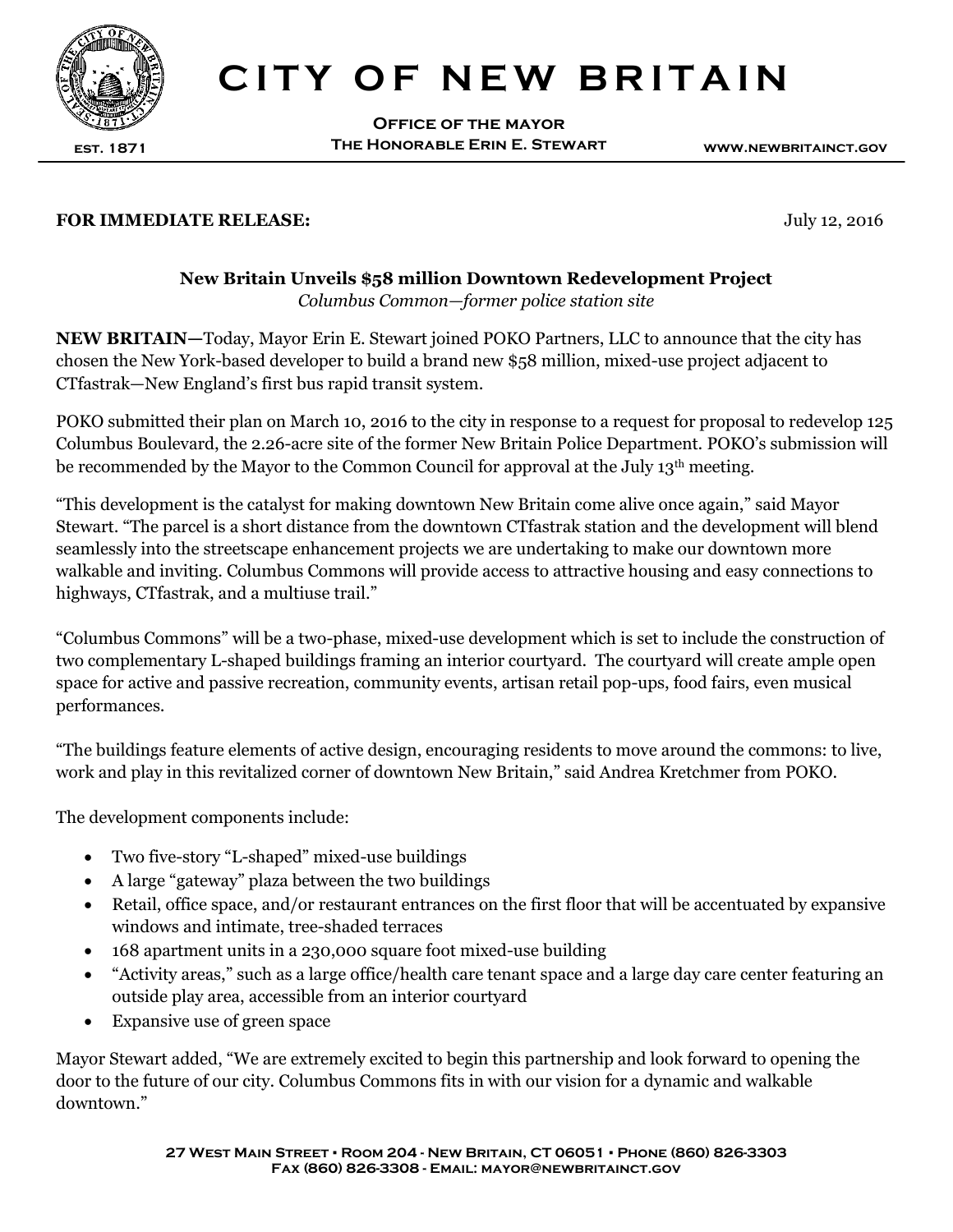# CITY OF NEW BRITAIN

**OFFICE OF THE MAYOR**
**THE HONORABLE ERIN E. STEWART**

EST. 1871 | WWW.NEWBRITAINCT.GOV

**FOR IMMEDIATE RELEASE:** July 12, 2016

**New Britain Unveils $58 million Downtown Redevelopment Project**
*Columbus Common—former police station site*

**NEW BRITAIN—**Today, Mayor Erin E. Stewart joined POKO Partners, LLC to announce that the city has chosen the New York-based developer to build a brand new $58 million, mixed-use project adjacent to CTfastrak—New England's first bus rapid transit system.

POKO submitted their plan on March 10, 2016 to the city in response to a request for proposal to redevelop 125 Columbus Boulevard, the 2.26-acre site of the former New Britain Police Department. POKO's submission will be recommended by the Mayor to the Common Council for approval at the July 13th meeting.

"This development is the catalyst for making downtown New Britain come alive once again," said Mayor Stewart. "The parcel is a short distance from the downtown CTfastrak station and the development will blend seamlessly into the streetscape enhancement projects we are undertaking to make our downtown more walkable and inviting. Columbus Commons will provide access to attractive housing and easy connections to highways, CTfastrak, and a multiuse trail."

"Columbus Commons" will be a two-phase, mixed-use development which is set to include the construction of two complementary L-shaped buildings framing an interior courtyard. The courtyard will create ample open space for active and passive recreation, community events, artisan retail pop-ups, food fairs, even musical performances.

"The buildings feature elements of active design, encouraging residents to move around the commons: to live, work and play in this revitalized corner of downtown New Britain," said Andrea Kretchmer from POKO.

The development components include:

- Two five-story "L-shaped" mixed-use buildings
- A large "gateway" plaza between the two buildings
- Retail, office space, and/or restaurant entrances on the first floor that will be accentuated by expansive windows and intimate, tree-shaded terraces
- 168 apartment units in a 230,000 square foot mixed-use building
- "Activity areas," such as a large office/health care tenant space and a large day care center featuring an outside play area, accessible from an interior courtyard
- Expansive use of green space

Mayor Stewart added, "We are extremely excited to begin this partnership and look forward to opening the door to the future of our city. Columbus Commons fits in with our vision for a dynamic and walkable downtown."

27 West Main Street • Room 204 - New Britain, CT 06051 • Phone (860) 826-3303
Fax (860) 826-3308 - Email: mayor@newbritainct.gov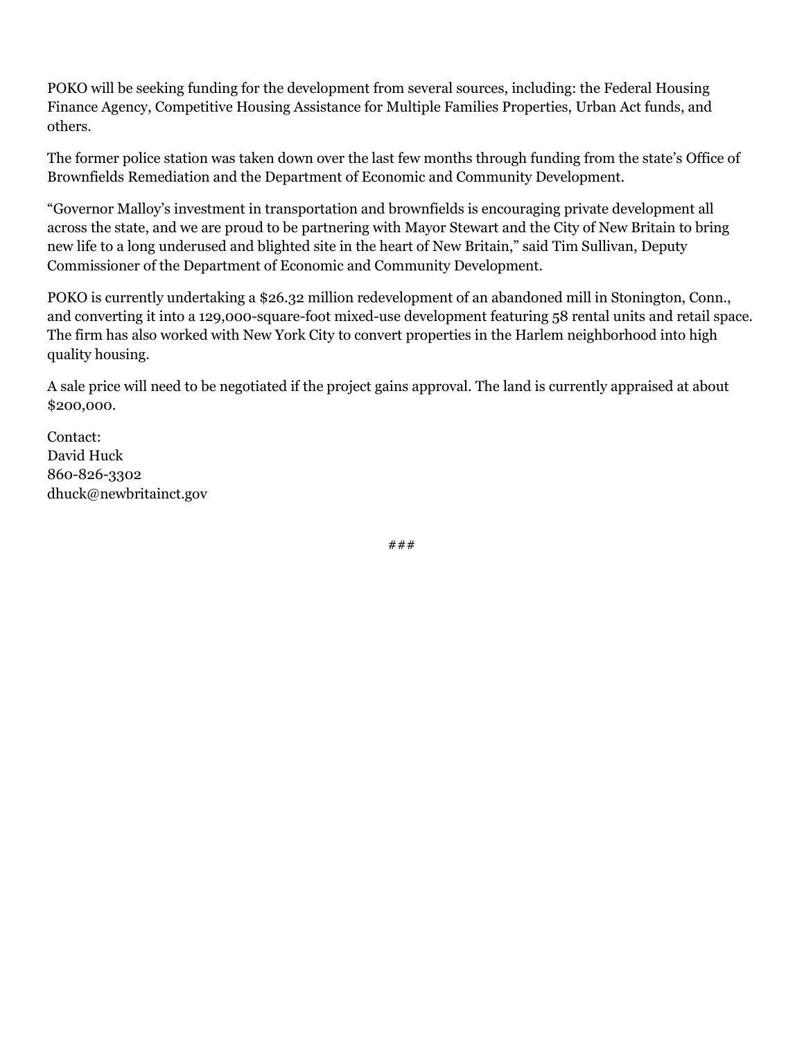POKO will be seeking funding for the development from several sources, including: the Federal Housing Finance Agency, Competitive Housing Assistance for Multiple Families Properties, Urban Act funds, and others.

The former police station was taken down over the last few months through funding from the state's Office of Brownfields Remediation and the Department of Economic and Community Development.

"Governor Malloy's investment in transportation and brownfields is encouraging private development all across the state, and we are proud to be partnering with Mayor Stewart and the City of New Britain to bring new life to a long underused and blighted site in the heart of New Britain," said Tim Sullivan, Deputy Commissioner of the Department of Economic and Community Development.

POKO is currently undertaking a $26.32 million redevelopment of an abandoned mill in Stonington, Conn., and converting it into a 129,000-square-foot mixed-use development featuring 58 rental units and retail space. The firm has also worked with New York City to convert properties in the Harlem neighborhood into high quality housing.

A sale price will need to be negotiated if the project gains approval. The land is currently appraised at about $200,000.

Contact:
David Huck
860-826-3302
dhuck@newbritainct.gov

###